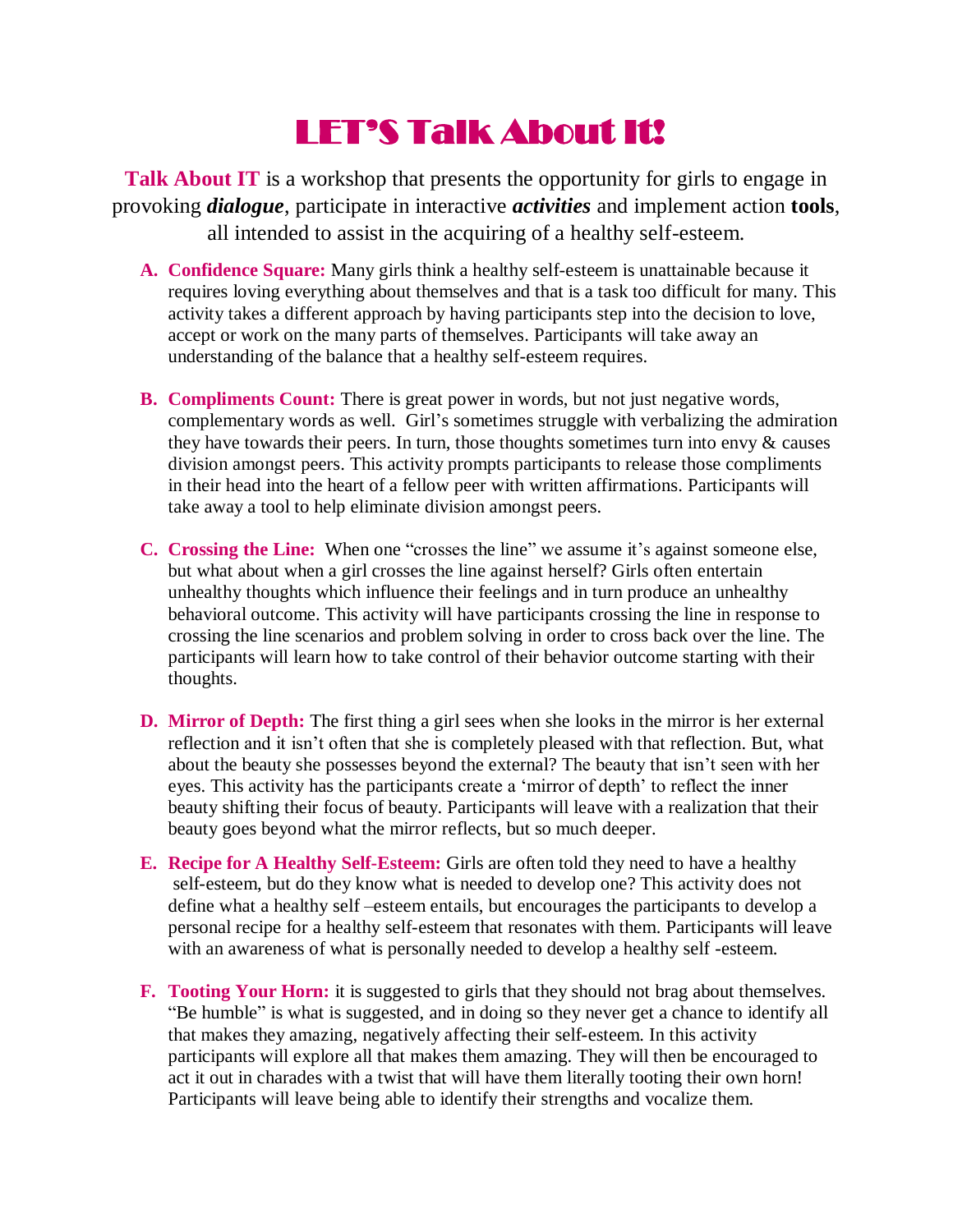# LET'S Talk About It!

**Talk About IT** is a workshop that presents the opportunity for girls to engage in provoking ***dialogue***, participate in interactive ***activities*** and implement action **tools**, all intended to assist in the acquiring of a healthy self-esteem.

A. **Confidence Square:** Many girls think a healthy self-esteem is unattainable because it requires loving everything about themselves and that is a task too difficult for many. This activity takes a different approach by having participants step into the decision to love, accept or work on the many parts of themselves. Participants will take away an understanding of the balance that a healthy self-esteem requires.

B. **Compliments Count:** There is great power in words, but not just negative words, complementary words as well. Girl's sometimes struggle with verbalizing the admiration they have towards their peers. In turn, those thoughts sometimes turn into envy & causes division amongst peers. This activity prompts participants to release those compliments in their head into the heart of a fellow peer with written affirmations. Participants will take away a tool to help eliminate division amongst peers.

C. **Crossing the Line:** When one "crosses the line" we assume it's against someone else, but what about when a girl crosses the line against herself? Girls often entertain unhealthy thoughts which influence their feelings and in turn produce an unhealthy behavioral outcome. This activity will have participants crossing the line in response to crossing the line scenarios and problem solving in order to cross back over the line. The participants will learn how to take control of their behavior outcome starting with their thoughts.

D. **Mirror of Depth:** The first thing a girl sees when she looks in the mirror is her external reflection and it isn't often that she is completely pleased with that reflection. But, what about the beauty she possesses beyond the external? The beauty that isn't seen with her eyes. This activity has the participants create a 'mirror of depth' to reflect the inner beauty shifting their focus of beauty. Participants will leave with a realization that their beauty goes beyond what the mirror reflects, but so much deeper.

E. **Recipe for A Healthy Self-Esteem:** Girls are often told they need to have a healthy self-esteem, but do they know what is needed to develop one? This activity does not define what a healthy self –esteem entails, but encourages the participants to develop a personal recipe for a healthy self-esteem that resonates with them. Participants will leave with an awareness of what is personally needed to develop a healthy self -esteem.

F. **Tooting Your Horn:** it is suggested to girls that they should not brag about themselves. "Be humble" is what is suggested, and in doing so they never get a chance to identify all that makes they amazing, negatively affecting their self-esteem. In this activity participants will explore all that makes them amazing. They will then be encouraged to act it out in charades with a twist that will have them literally tooting their own horn! Participants will leave being able to identify their strengths and vocalize them.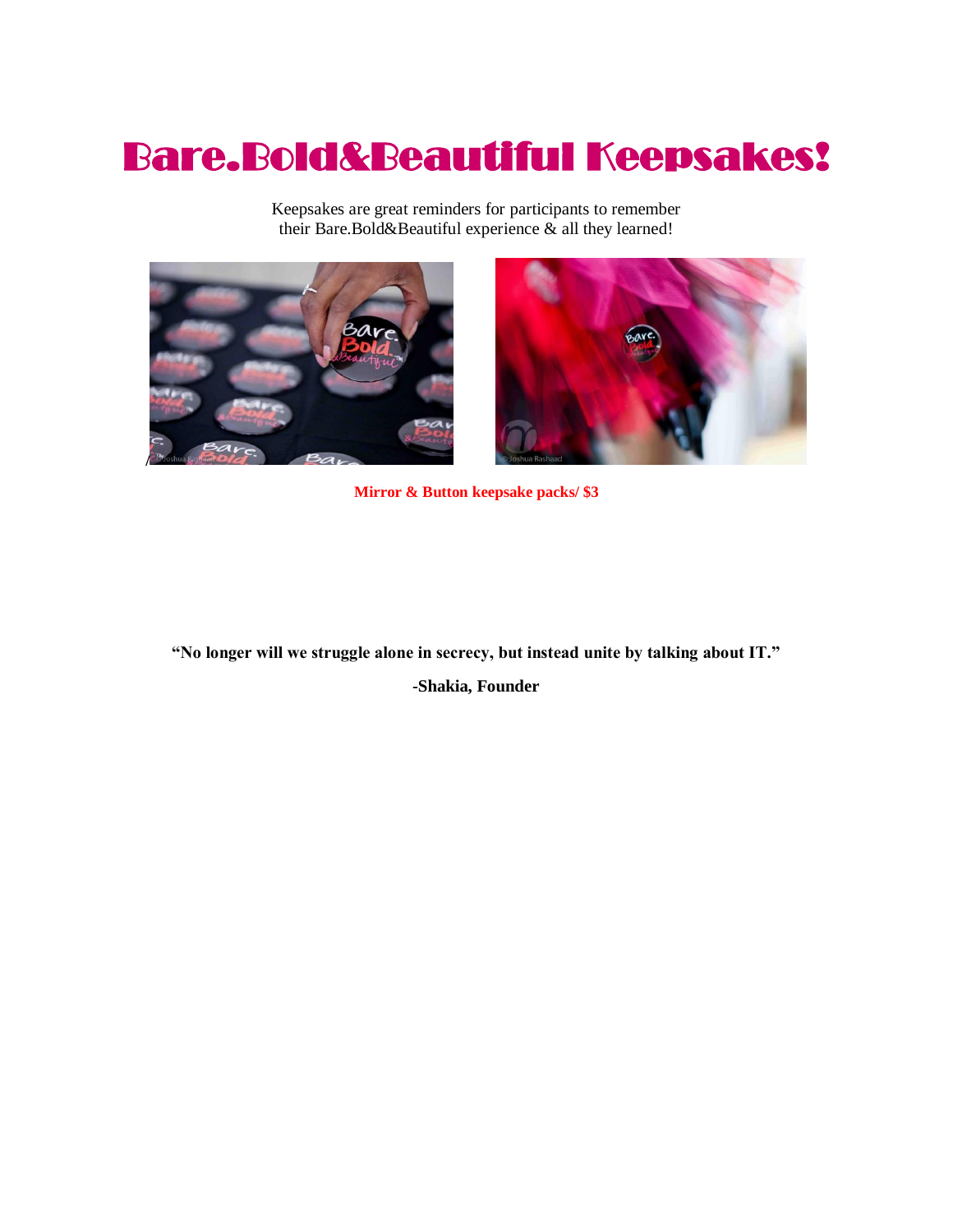# Bare.Bold&Beautiful Keepsakes!

Keepsakes are great reminders for participants to remember their Bare.Bold&Beautiful experience & all they learned!

**Mirror & Button keepsake packs/ $3**

**"No longer will we struggle alone in secrecy, but instead unite by talking about IT."**

**-Shakia, Founder**